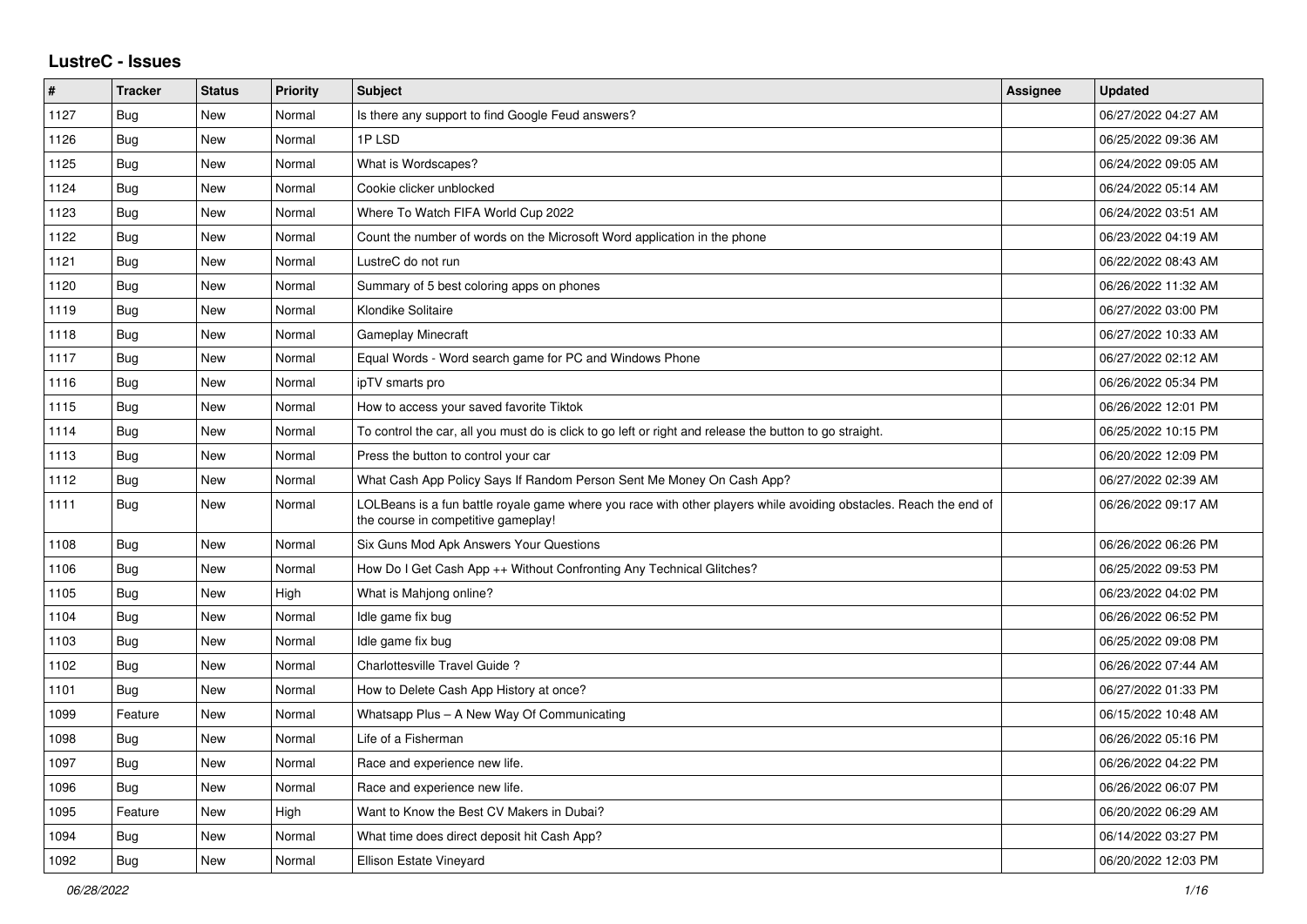# LustreC - Issues

| # | Tracker | Status | Priority | Subject | Assignee | Updated |
|---|---|---|---|---|---|---|
| 1127 | Bug | New | Normal | Is there any support to find Google Feud answers? | | 06/27/2022 04:27 AM |
| 1126 | Bug | New | Normal | 1P LSD | | 06/25/2022 09:36 AM |
| 1125 | Bug | New | Normal | What is Wordscapes? | | 06/24/2022 09:05 AM |
| 1124 | Bug | New | Normal | Cookie clicker unblocked | | 06/24/2022 05:14 AM |
| 1123 | Bug | New | Normal | Where To Watch FIFA World Cup 2022 | | 06/24/2022 03:51 AM |
| 1122 | Bug | New | Normal | Count the number of words on the Microsoft Word application in the phone | | 06/23/2022 04:19 AM |
| 1121 | Bug | New | Normal | LustreC do not run | | 06/22/2022 08:43 AM |
| 1120 | Bug | New | Normal | Summary of 5 best coloring apps on phones | | 06/26/2022 11:32 AM |
| 1119 | Bug | New | Normal | Klondike Solitaire | | 06/27/2022 03:00 PM |
| 1118 | Bug | New | Normal | Gameplay Minecraft | | 06/27/2022 10:33 AM |
| 1117 | Bug | New | Normal | Equal Words - Word search game for PC and Windows Phone | | 06/27/2022 02:12 AM |
| 1116 | Bug | New | Normal | ipTV smarts pro | | 06/26/2022 05:34 PM |
| 1115 | Bug | New | Normal | How to access your saved favorite Tiktok | | 06/26/2022 12:01 PM |
| 1114 | Bug | New | Normal | To control the car, all you must do is click to go left or right and release the button to go straight. | | 06/25/2022 10:15 PM |
| 1113 | Bug | New | Normal | Press the button to control your car | | 06/20/2022 12:09 PM |
| 1112 | Bug | New | Normal | What Cash App Policy Says If Random Person Sent Me Money On Cash App? | | 06/27/2022 02:39 AM |
| 1111 | Bug | New | Normal | LOLBeans is a fun battle royale game where you race with other players while avoiding obstacles. Reach the end of the course in competitive gameplay! | | 06/26/2022 09:17 AM |
| 1108 | Bug | New | Normal | Six Guns Mod Apk Answers Your Questions | | 06/26/2022 06:26 PM |
| 1106 | Bug | New | Normal | How Do I Get Cash App ++ Without Confronting Any Technical Glitches? | | 06/25/2022 09:53 PM |
| 1105 | Bug | New | High | What is Mahjong online? | | 06/23/2022 04:02 PM |
| 1104 | Bug | New | Normal | Idle game fix bug | | 06/26/2022 06:52 PM |
| 1103 | Bug | New | Normal | Idle game fix bug | | 06/25/2022 09:08 PM |
| 1102 | Bug | New | Normal | Charlottesville Travel Guide ? | | 06/26/2022 07:44 AM |
| 1101 | Bug | New | Normal | How to Delete Cash App History at once? | | 06/27/2022 01:33 PM |
| 1099 | Feature | New | Normal | Whatsapp Plus – A New Way Of Communicating | | 06/15/2022 10:48 AM |
| 1098 | Bug | New | Normal | Life of a Fisherman | | 06/26/2022 05:16 PM |
| 1097 | Bug | New | Normal | Race and experience new life. | | 06/26/2022 04:22 PM |
| 1096 | Bug | New | Normal | Race and experience new life. | | 06/26/2022 06:07 PM |
| 1095 | Feature | New | High | Want to Know the Best CV Makers in Dubai? | | 06/20/2022 06:29 AM |
| 1094 | Bug | New | Normal | What time does direct deposit hit Cash App? | | 06/14/2022 03:27 PM |
| 1092 | Bug | New | Normal | Ellison Estate Vineyard | | 06/20/2022 12:03 PM |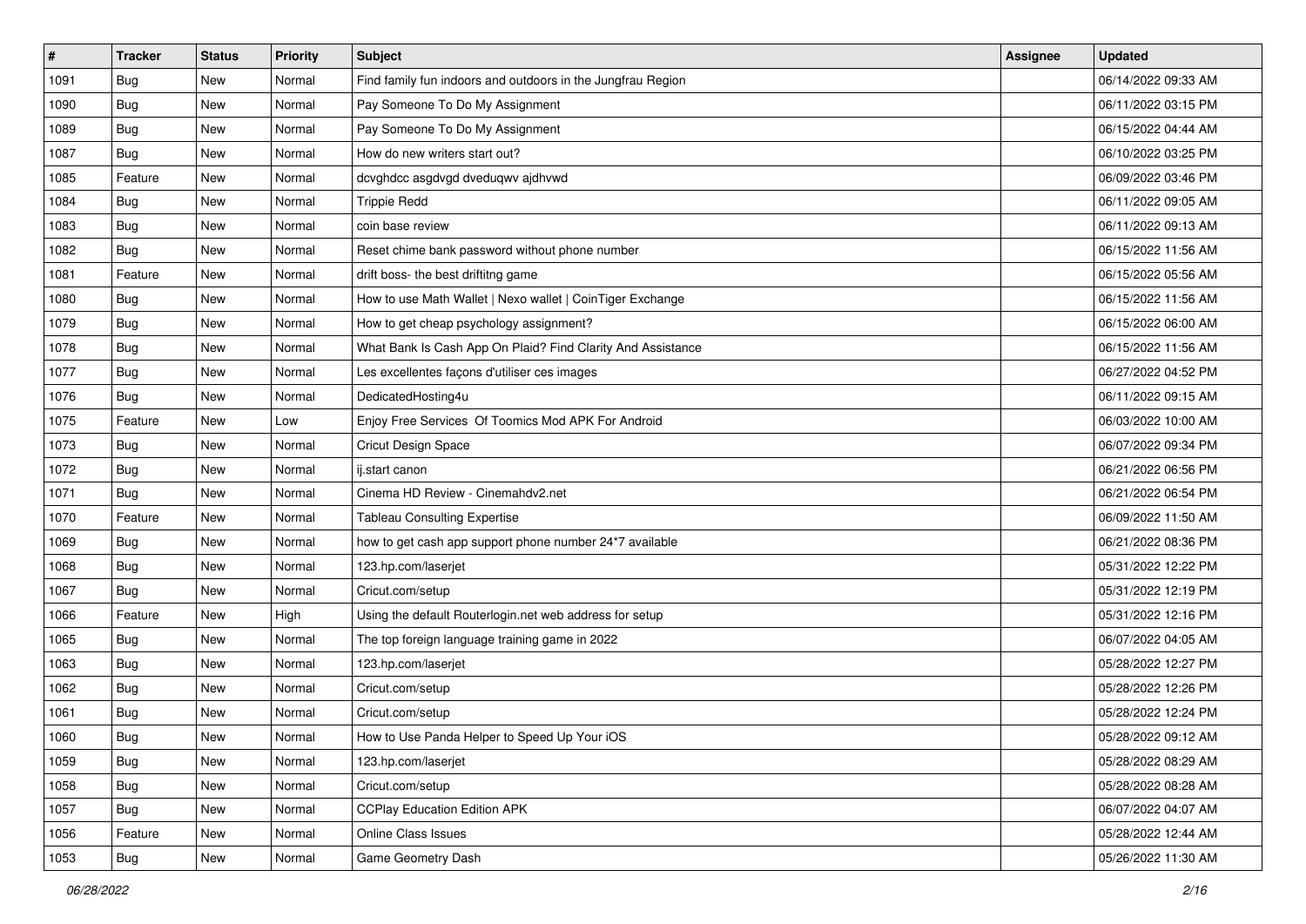| # | Tracker | Status | Priority | Subject | Assignee | Updated |
|---|---|---|---|---|---|---|
| 1091 | Bug | New | Normal | Find family fun indoors and outdoors in the Jungfrau Region | | 06/14/2022 09:33 AM |
| 1090 | Bug | New | Normal | Pay Someone To Do My Assignment | | 06/11/2022 03:15 PM |
| 1089 | Bug | New | Normal | Pay Someone To Do My Assignment | | 06/15/2022 04:44 AM |
| 1087 | Bug | New | Normal | How do new writers start out? | | 06/10/2022 03:25 PM |
| 1085 | Feature | New | Normal | dcvghdcc asgdvgd dveduqwv ajdhvwd | | 06/09/2022 03:46 PM |
| 1084 | Bug | New | Normal | Trippie Redd | | 06/11/2022 09:05 AM |
| 1083 | Bug | New | Normal | coin base review | | 06/11/2022 09:13 AM |
| 1082 | Bug | New | Normal | Reset chime bank password without phone number | | 06/15/2022 11:56 AM |
| 1081 | Feature | New | Normal | drift boss- the best driftitng game | | 06/15/2022 05:56 AM |
| 1080 | Bug | New | Normal | How to use Math Wallet \| Nexo wallet \| CoinTiger Exchange | | 06/15/2022 11:56 AM |
| 1079 | Bug | New | Normal | How to get cheap psychology assignment? | | 06/15/2022 06:00 AM |
| 1078 | Bug | New | Normal | What Bank Is Cash App On Plaid? Find Clarity And Assistance | | 06/15/2022 11:56 AM |
| 1077 | Bug | New | Normal | Les excellentes façons d'utiliser ces images | | 06/27/2022 04:52 PM |
| 1076 | Bug | New | Normal | DedicatedHosting4u | | 06/11/2022 09:15 AM |
| 1075 | Feature | New | Low | Enjoy Free Services Of Toomics Mod APK For Android | | 06/03/2022 10:00 AM |
| 1073 | Bug | New | Normal | Cricut Design Space | | 06/07/2022 09:34 PM |
| 1072 | Bug | New | Normal | ij.start canon | | 06/21/2022 06:56 PM |
| 1071 | Bug | New | Normal | Cinema HD Review - Cinemahdv2.net | | 06/21/2022 06:54 PM |
| 1070 | Feature | New | Normal | Tableau Consulting Expertise | | 06/09/2022 11:50 AM |
| 1069 | Bug | New | Normal | how to get cash app support phone number 24*7 available | | 06/21/2022 08:36 PM |
| 1068 | Bug | New | Normal | 123.hp.com/laserjet | | 05/31/2022 12:22 PM |
| 1067 | Bug | New | Normal | Cricut.com/setup | | 05/31/2022 12:19 PM |
| 1066 | Feature | New | High | Using the default Routerlogin.net web address for setup | | 05/31/2022 12:16 PM |
| 1065 | Bug | New | Normal | The top foreign language training game in 2022 | | 06/07/2022 04:05 AM |
| 1063 | Bug | New | Normal | 123.hp.com/laserjet | | 05/28/2022 12:27 PM |
| 1062 | Bug | New | Normal | Cricut.com/setup | | 05/28/2022 12:26 PM |
| 1061 | Bug | New | Normal | Cricut.com/setup | | 05/28/2022 12:24 PM |
| 1060 | Bug | New | Normal | How to Use Panda Helper to Speed Up Your iOS | | 05/28/2022 09:12 AM |
| 1059 | Bug | New | Normal | 123.hp.com/laserjet | | 05/28/2022 08:29 AM |
| 1058 | Bug | New | Normal | Cricut.com/setup | | 05/28/2022 08:28 AM |
| 1057 | Bug | New | Normal | CCPlay Education Edition APK | | 06/07/2022 04:07 AM |
| 1056 | Feature | New | Normal | Online Class Issues | | 05/28/2022 12:44 AM |
| 1053 | Bug | New | Normal | Game Geometry Dash | | 05/26/2022 11:30 AM |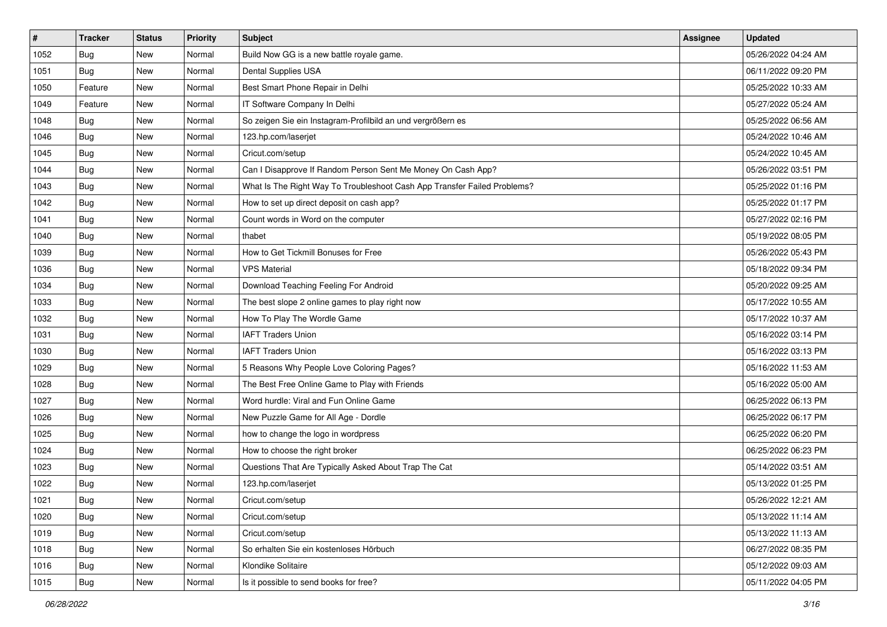| # | Tracker | Status | Priority | Subject | Assignee | Updated |
|---|---|---|---|---|---|---|
| 1052 | Bug | New | Normal | Build Now GG is a new battle royale game. | | 05/26/2022 04:24 AM |
| 1051 | Bug | New | Normal | Dental Supplies USA | | 06/11/2022 09:20 PM |
| 1050 | Feature | New | Normal | Best Smart Phone Repair in Delhi | | 05/25/2022 10:33 AM |
| 1049 | Feature | New | Normal | IT Software Company In Delhi | | 05/27/2022 05:24 AM |
| 1048 | Bug | New | Normal | So zeigen Sie ein Instagram-Profilbild an und vergrößern es | | 05/25/2022 06:56 AM |
| 1046 | Bug | New | Normal | 123.hp.com/laserjet | | 05/24/2022 10:46 AM |
| 1045 | Bug | New | Normal | Cricut.com/setup | | 05/24/2022 10:45 AM |
| 1044 | Bug | New | Normal | Can I Disapprove If Random Person Sent Me Money On Cash App? | | 05/26/2022 03:51 PM |
| 1043 | Bug | New | Normal | What Is The Right Way To Troubleshoot Cash App Transfer Failed Problems? | | 05/25/2022 01:16 PM |
| 1042 | Bug | New | Normal | How to set up direct deposit on cash app? | | 05/25/2022 01:17 PM |
| 1041 | Bug | New | Normal | Count words in Word on the computer | | 05/27/2022 02:16 PM |
| 1040 | Bug | New | Normal | thabet | | 05/19/2022 08:05 PM |
| 1039 | Bug | New | Normal | How to Get Tickmill Bonuses for Free | | 05/26/2022 05:43 PM |
| 1036 | Bug | New | Normal | VPS Material | | 05/18/2022 09:34 PM |
| 1034 | Bug | New | Normal | Download Teaching Feeling For Android | | 05/20/2022 09:25 AM |
| 1033 | Bug | New | Normal | The best slope 2 online games to play right now | | 05/17/2022 10:55 AM |
| 1032 | Bug | New | Normal | How To Play The Wordle Game | | 05/17/2022 10:37 AM |
| 1031 | Bug | New | Normal | IAFT Traders Union | | 05/16/2022 03:14 PM |
| 1030 | Bug | New | Normal | IAFT Traders Union | | 05/16/2022 03:13 PM |
| 1029 | Bug | New | Normal | 5 Reasons Why People Love Coloring Pages? | | 05/16/2022 11:53 AM |
| 1028 | Bug | New | Normal | The Best Free Online Game to Play with Friends | | 05/16/2022 05:00 AM |
| 1027 | Bug | New | Normal | Word hurdle: Viral and Fun Online Game | | 06/25/2022 06:13 PM |
| 1026 | Bug | New | Normal | New Puzzle Game for All Age - Dordle | | 06/25/2022 06:17 PM |
| 1025 | Bug | New | Normal | how to change the logo in wordpress | | 06/25/2022 06:20 PM |
| 1024 | Bug | New | Normal | How to choose the right broker | | 06/25/2022 06:23 PM |
| 1023 | Bug | New | Normal | Questions That Are Typically Asked About Trap The Cat | | 05/14/2022 03:51 AM |
| 1022 | Bug | New | Normal | 123.hp.com/laserjet | | 05/13/2022 01:25 PM |
| 1021 | Bug | New | Normal | Cricut.com/setup | | 05/26/2022 12:21 AM |
| 1020 | Bug | New | Normal | Cricut.com/setup | | 05/13/2022 11:14 AM |
| 1019 | Bug | New | Normal | Cricut.com/setup | | 05/13/2022 11:13 AM |
| 1018 | Bug | New | Normal | So erhalten Sie ein kostenloses Hörbuch | | 06/27/2022 08:35 PM |
| 1016 | Bug | New | Normal | Klondike Solitaire | | 05/12/2022 09:03 AM |
| 1015 | Bug | New | Normal | Is it possible to send books for free? | | 05/11/2022 04:05 PM |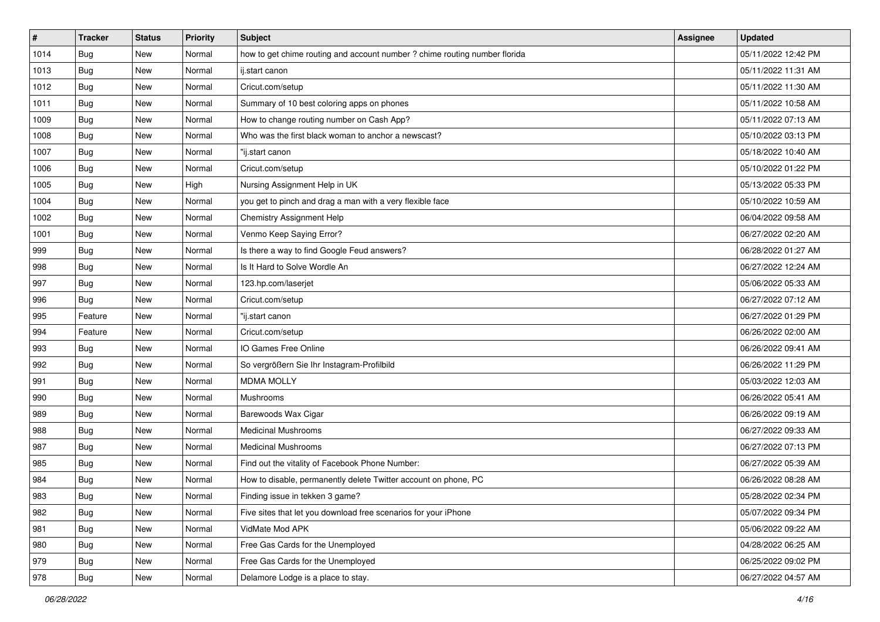| # | Tracker | Status | Priority | Subject | Assignee | Updated |
|---|---|---|---|---|---|---|
| 1014 | Bug | New | Normal | how to get chime routing and account number ? chime routing number florida | | 05/11/2022 12:42 PM |
| 1013 | Bug | New | Normal | ij.start canon | | 05/11/2022 11:31 AM |
| 1012 | Bug | New | Normal | Cricut.com/setup | | 05/11/2022 11:30 AM |
| 1011 | Bug | New | Normal | Summary of 10 best coloring apps on phones | | 05/11/2022 10:58 AM |
| 1009 | Bug | New | Normal | How to change routing number on Cash App? | | 05/11/2022 07:13 AM |
| 1008 | Bug | New | Normal | Who was the first black woman to anchor a newscast? | | 05/10/2022 03:13 PM |
| 1007 | Bug | New | Normal | "ij.start canon | | 05/18/2022 10:40 AM |
| 1006 | Bug | New | Normal | Cricut.com/setup | | 05/10/2022 01:22 PM |
| 1005 | Bug | New | High | Nursing Assignment Help in UK | | 05/13/2022 05:33 PM |
| 1004 | Bug | New | Normal | you get to pinch and drag a man with a very flexible face | | 05/10/2022 10:59 AM |
| 1002 | Bug | New | Normal | Chemistry Assignment Help | | 06/04/2022 09:58 AM |
| 1001 | Bug | New | Normal | Venmo Keep Saying Error? | | 06/27/2022 02:20 AM |
| 999 | Bug | New | Normal | Is there a way to find Google Feud answers? | | 06/28/2022 01:27 AM |
| 998 | Bug | New | Normal | Is It Hard to Solve Wordle An | | 06/27/2022 12:24 AM |
| 997 | Bug | New | Normal | 123.hp.com/laserjet | | 05/06/2022 05:33 AM |
| 996 | Bug | New | Normal | Cricut.com/setup | | 06/27/2022 07:12 AM |
| 995 | Feature | New | Normal | "ij.start canon | | 06/27/2022 01:29 PM |
| 994 | Feature | New | Normal | Cricut.com/setup | | 06/26/2022 02:00 AM |
| 993 | Bug | New | Normal | IO Games Free Online | | 06/26/2022 09:41 AM |
| 992 | Bug | New | Normal | So vergrößern Sie Ihr Instagram-Profilbild | | 06/26/2022 11:29 PM |
| 991 | Bug | New | Normal | MDMA MOLLY | | 05/03/2022 12:03 AM |
| 990 | Bug | New | Normal | Mushrooms | | 06/26/2022 05:41 AM |
| 989 | Bug | New | Normal | Barewoods Wax Cigar | | 06/26/2022 09:19 AM |
| 988 | Bug | New | Normal | Medicinal Mushrooms | | 06/27/2022 09:33 AM |
| 987 | Bug | New | Normal | Medicinal Mushrooms | | 06/27/2022 07:13 PM |
| 985 | Bug | New | Normal | Find out the vitality of Facebook Phone Number: | | 06/27/2022 05:39 AM |
| 984 | Bug | New | Normal | How to disable, permanently delete Twitter account on phone, PC | | 06/26/2022 08:28 AM |
| 983 | Bug | New | Normal | Finding issue in tekken 3 game? | | 05/28/2022 02:34 PM |
| 982 | Bug | New | Normal | Five sites that let you download free scenarios for your iPhone | | 05/07/2022 09:34 PM |
| 981 | Bug | New | Normal | VidMate Mod APK | | 05/06/2022 09:22 AM |
| 980 | Bug | New | Normal | Free Gas Cards for the Unemployed | | 04/28/2022 06:25 AM |
| 979 | Bug | New | Normal | Free Gas Cards for the Unemployed | | 06/25/2022 09:02 PM |
| 978 | Bug | New | Normal | Delamore Lodge is a place to stay. | | 06/27/2022 04:57 AM |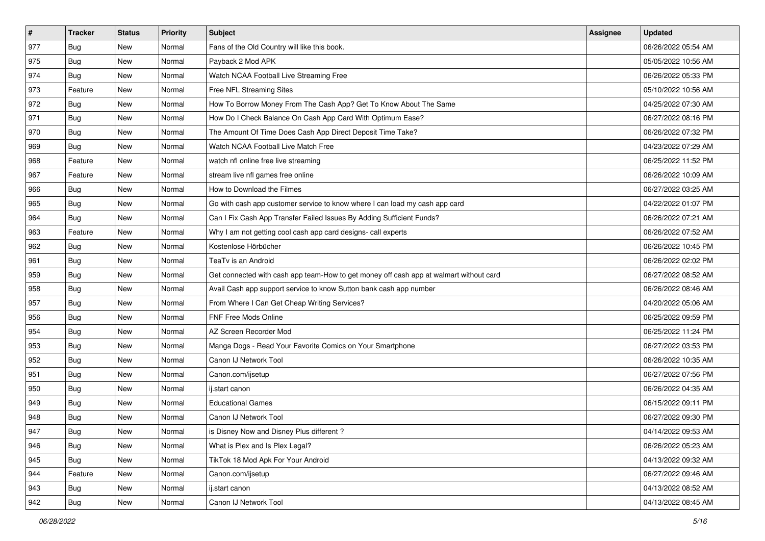| # | Tracker | Status | Priority | Subject | Assignee | Updated |
|---|---|---|---|---|---|---|
| 977 | Bug | New | Normal | Fans of the Old Country will like this book. | | 06/26/2022 05:54 AM |
| 975 | Bug | New | Normal | Payback 2 Mod APK | | 05/05/2022 10:56 AM |
| 974 | Bug | New | Normal | Watch NCAA Football Live Streaming Free | | 06/26/2022 05:33 PM |
| 973 | Feature | New | Normal | Free NFL Streaming Sites | | 05/10/2022 10:56 AM |
| 972 | Bug | New | Normal | How To Borrow Money From The Cash App? Get To Know About The Same | | 04/25/2022 07:30 AM |
| 971 | Bug | New | Normal | How Do I Check Balance On Cash App Card With Optimum Ease? | | 06/27/2022 08:16 PM |
| 970 | Bug | New | Normal | The Amount Of Time Does Cash App Direct Deposit Time Take? | | 06/26/2022 07:32 PM |
| 969 | Bug | New | Normal | Watch NCAA Football Live Match Free | | 04/23/2022 07:29 AM |
| 968 | Feature | New | Normal | watch nfl online free live streaming | | 06/25/2022 11:52 PM |
| 967 | Feature | New | Normal | stream live nfl games free online | | 06/26/2022 10:09 AM |
| 966 | Bug | New | Normal | How to Download the Filmes | | 06/27/2022 03:25 AM |
| 965 | Bug | New | Normal | Go with cash app customer service to know where I can load my cash app card | | 04/22/2022 01:07 PM |
| 964 | Bug | New | Normal | Can I Fix Cash App Transfer Failed Issues By Adding Sufficient Funds? | | 06/26/2022 07:21 AM |
| 963 | Feature | New | Normal | Why I am not getting cool cash app card designs- call experts | | 06/26/2022 07:52 AM |
| 962 | Bug | New | Normal | Kostenlose Hörbücher | | 06/26/2022 10:45 PM |
| 961 | Bug | New | Normal | TeaTv is an Android | | 06/26/2022 02:02 PM |
| 959 | Bug | New | Normal | Get connected with cash app team-How to get money off cash app at walmart without card | | 06/27/2022 08:52 AM |
| 958 | Bug | New | Normal | Avail Cash app support service to know Sutton bank cash app number | | 06/26/2022 08:46 AM |
| 957 | Bug | New | Normal | From Where I Can Get Cheap Writing Services? | | 04/20/2022 05:06 AM |
| 956 | Bug | New | Normal | FNF Free Mods Online | | 06/25/2022 09:59 PM |
| 954 | Bug | New | Normal | AZ Screen Recorder Mod | | 06/25/2022 11:24 PM |
| 953 | Bug | New | Normal | Manga Dogs - Read Your Favorite Comics on Your Smartphone | | 06/27/2022 03:53 PM |
| 952 | Bug | New | Normal | Canon IJ Network Tool | | 06/26/2022 10:35 AM |
| 951 | Bug | New | Normal | Canon.com/ijsetup | | 06/27/2022 07:56 PM |
| 950 | Bug | New | Normal | ij.start canon | | 06/26/2022 04:35 AM |
| 949 | Bug | New | Normal | Educational Games | | 06/15/2022 09:11 PM |
| 948 | Bug | New | Normal | Canon IJ Network Tool | | 06/27/2022 09:30 PM |
| 947 | Bug | New | Normal | is Disney Now and Disney Plus different ? | | 04/14/2022 09:53 AM |
| 946 | Bug | New | Normal | What is Plex and Is Plex Legal? | | 06/26/2022 05:23 AM |
| 945 | Bug | New | Normal | TikTok 18 Mod Apk For Your Android | | 04/13/2022 09:32 AM |
| 944 | Feature | New | Normal | Canon.com/ijsetup | | 06/27/2022 09:46 AM |
| 943 | Bug | New | Normal | ij.start canon | | 04/13/2022 08:52 AM |
| 942 | Bug | New | Normal | Canon IJ Network Tool | | 04/13/2022 08:45 AM |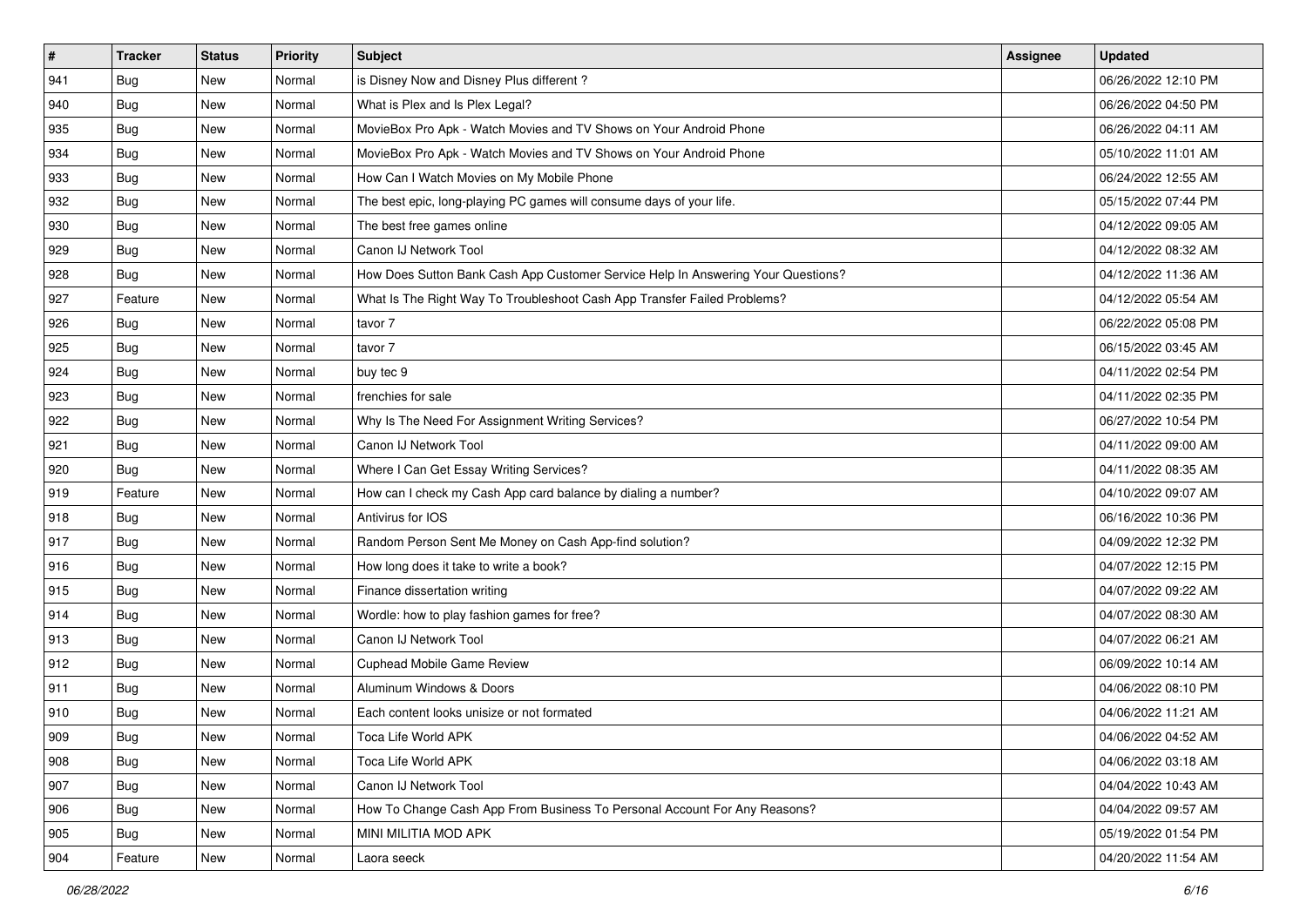| # | Tracker | Status | Priority | Subject | Assignee | Updated |
|---|---|---|---|---|---|---|
| 941 | Bug | New | Normal | is Disney Now and Disney Plus different ? | | 06/26/2022 12:10 PM |
| 940 | Bug | New | Normal | What is Plex and Is Plex Legal? | | 06/26/2022 04:50 PM |
| 935 | Bug | New | Normal | MovieBox Pro Apk - Watch Movies and TV Shows on Your Android Phone | | 06/26/2022 04:11 AM |
| 934 | Bug | New | Normal | MovieBox Pro Apk - Watch Movies and TV Shows on Your Android Phone | | 05/10/2022 11:01 AM |
| 933 | Bug | New | Normal | How Can I Watch Movies on My Mobile Phone | | 06/24/2022 12:55 AM |
| 932 | Bug | New | Normal | The best epic, long-playing PC games will consume days of your life. | | 05/15/2022 07:44 PM |
| 930 | Bug | New | Normal | The best free games online | | 04/12/2022 09:05 AM |
| 929 | Bug | New | Normal | Canon IJ Network Tool | | 04/12/2022 08:32 AM |
| 928 | Bug | New | Normal | How Does Sutton Bank Cash App Customer Service Help In Answering Your Questions? | | 04/12/2022 11:36 AM |
| 927 | Feature | New | Normal | What Is The Right Way To Troubleshoot Cash App Transfer Failed Problems? | | 04/12/2022 05:54 AM |
| 926 | Bug | New | Normal | tavor 7 | | 06/22/2022 05:08 PM |
| 925 | Bug | New | Normal | tavor 7 | | 06/15/2022 03:45 AM |
| 924 | Bug | New | Normal | buy tec 9 | | 04/11/2022 02:54 PM |
| 923 | Bug | New | Normal | frenchies for sale | | 04/11/2022 02:35 PM |
| 922 | Bug | New | Normal | Why Is The Need For Assignment Writing Services? | | 06/27/2022 10:54 PM |
| 921 | Bug | New | Normal | Canon IJ Network Tool | | 04/11/2022 09:00 AM |
| 920 | Bug | New | Normal | Where I Can Get Essay Writing Services? | | 04/11/2022 08:35 AM |
| 919 | Feature | New | Normal | How can I check my Cash App card balance by dialing a number? | | 04/10/2022 09:07 AM |
| 918 | Bug | New | Normal | Antivirus for IOS | | 06/16/2022 10:36 PM |
| 917 | Bug | New | Normal | Random Person Sent Me Money on Cash App-find solution? | | 04/09/2022 12:32 PM |
| 916 | Bug | New | Normal | How long does it take to write a book? | | 04/07/2022 12:15 PM |
| 915 | Bug | New | Normal | Finance dissertation writing | | 04/07/2022 09:22 AM |
| 914 | Bug | New | Normal | Wordle: how to play fashion games for free? | | 04/07/2022 08:30 AM |
| 913 | Bug | New | Normal | Canon IJ Network Tool | | 04/07/2022 06:21 AM |
| 912 | Bug | New | Normal | Cuphead Mobile Game Review | | 06/09/2022 10:14 AM |
| 911 | Bug | New | Normal | Aluminum Windows & Doors | | 04/06/2022 08:10 PM |
| 910 | Bug | New | Normal | Each content looks unisize or not formated | | 04/06/2022 11:21 AM |
| 909 | Bug | New | Normal | Toca Life World APK | | 04/06/2022 04:52 AM |
| 908 | Bug | New | Normal | Toca Life World APK | | 04/06/2022 03:18 AM |
| 907 | Bug | New | Normal | Canon IJ Network Tool | | 04/04/2022 10:43 AM |
| 906 | Bug | New | Normal | How To Change Cash App From Business To Personal Account For Any Reasons? | | 04/04/2022 09:57 AM |
| 905 | Bug | New | Normal | MINI MILITIA MOD APK | | 05/19/2022 01:54 PM |
| 904 | Feature | New | Normal | Laora seeck | | 04/20/2022 11:54 AM |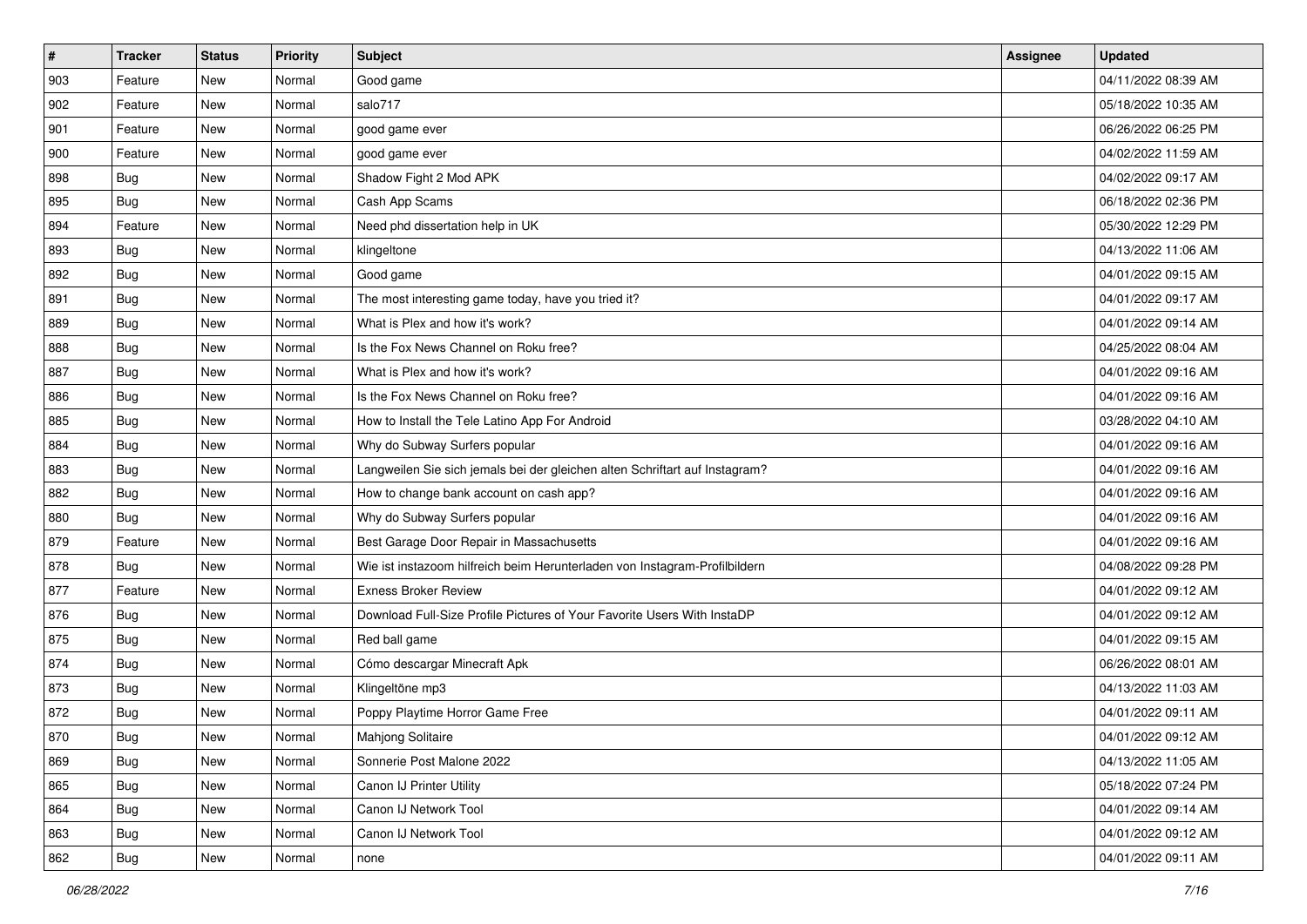| # | Tracker | Status | Priority | Subject | Assignee | Updated |
|---|---|---|---|---|---|---|
| 903 | Feature | New | Normal | Good game | | 04/11/2022 08:39 AM |
| 902 | Feature | New | Normal | salo717 | | 05/18/2022 10:35 AM |
| 901 | Feature | New | Normal | good game ever | | 06/26/2022 06:25 PM |
| 900 | Feature | New | Normal | good game ever | | 04/02/2022 11:59 AM |
| 898 | Bug | New | Normal | Shadow Fight 2 Mod APK | | 04/02/2022 09:17 AM |
| 895 | Bug | New | Normal | Cash App Scams | | 06/18/2022 02:36 PM |
| 894 | Feature | New | Normal | Need phd dissertation help in UK | | 05/30/2022 12:29 PM |
| 893 | Bug | New | Normal | klingeltone | | 04/13/2022 11:06 AM |
| 892 | Bug | New | Normal | Good game | | 04/01/2022 09:15 AM |
| 891 | Bug | New | Normal | The most interesting game today, have you tried it? | | 04/01/2022 09:17 AM |
| 889 | Bug | New | Normal | What is Plex and how it's work? | | 04/01/2022 09:14 AM |
| 888 | Bug | New | Normal | Is the Fox News Channel on Roku free? | | 04/25/2022 08:04 AM |
| 887 | Bug | New | Normal | What is Plex and how it's work? | | 04/01/2022 09:16 AM |
| 886 | Bug | New | Normal | Is the Fox News Channel on Roku free? | | 04/01/2022 09:16 AM |
| 885 | Bug | New | Normal | How to Install the Tele Latino App For Android | | 03/28/2022 04:10 AM |
| 884 | Bug | New | Normal | Why do Subway Surfers popular | | 04/01/2022 09:16 AM |
| 883 | Bug | New | Normal | Langweilen Sie sich jemals bei der gleichen alten Schriftart auf Instagram? | | 04/01/2022 09:16 AM |
| 882 | Bug | New | Normal | How to change bank account on cash app? | | 04/01/2022 09:16 AM |
| 880 | Bug | New | Normal | Why do Subway Surfers popular | | 04/01/2022 09:16 AM |
| 879 | Feature | New | Normal | Best Garage Door Repair in Massachusetts | | 04/01/2022 09:16 AM |
| 878 | Bug | New | Normal | Wie ist instazoom hilfreich beim Herunterladen von Instagram-Profilbildern | | 04/08/2022 09:28 PM |
| 877 | Feature | New | Normal | Exness Broker Review | | 04/01/2022 09:12 AM |
| 876 | Bug | New | Normal | Download Full-Size Profile Pictures of Your Favorite Users With InstaDP | | 04/01/2022 09:12 AM |
| 875 | Bug | New | Normal | Red ball game | | 04/01/2022 09:15 AM |
| 874 | Bug | New | Normal | Cómo descargar Minecraft Apk | | 06/26/2022 08:01 AM |
| 873 | Bug | New | Normal | Klingeltöne mp3 | | 04/13/2022 11:03 AM |
| 872 | Bug | New | Normal | Poppy Playtime Horror Game Free | | 04/01/2022 09:11 AM |
| 870 | Bug | New | Normal | Mahjong Solitaire | | 04/01/2022 09:12 AM |
| 869 | Bug | New | Normal | Sonnerie Post Malone 2022 | | 04/13/2022 11:05 AM |
| 865 | Bug | New | Normal | Canon IJ Printer Utility | | 05/18/2022 07:24 PM |
| 864 | Bug | New | Normal | Canon IJ Network Tool | | 04/01/2022 09:14 AM |
| 863 | Bug | New | Normal | Canon IJ Network Tool | | 04/01/2022 09:12 AM |
| 862 | Bug | New | Normal | none | | 04/01/2022 09:11 AM |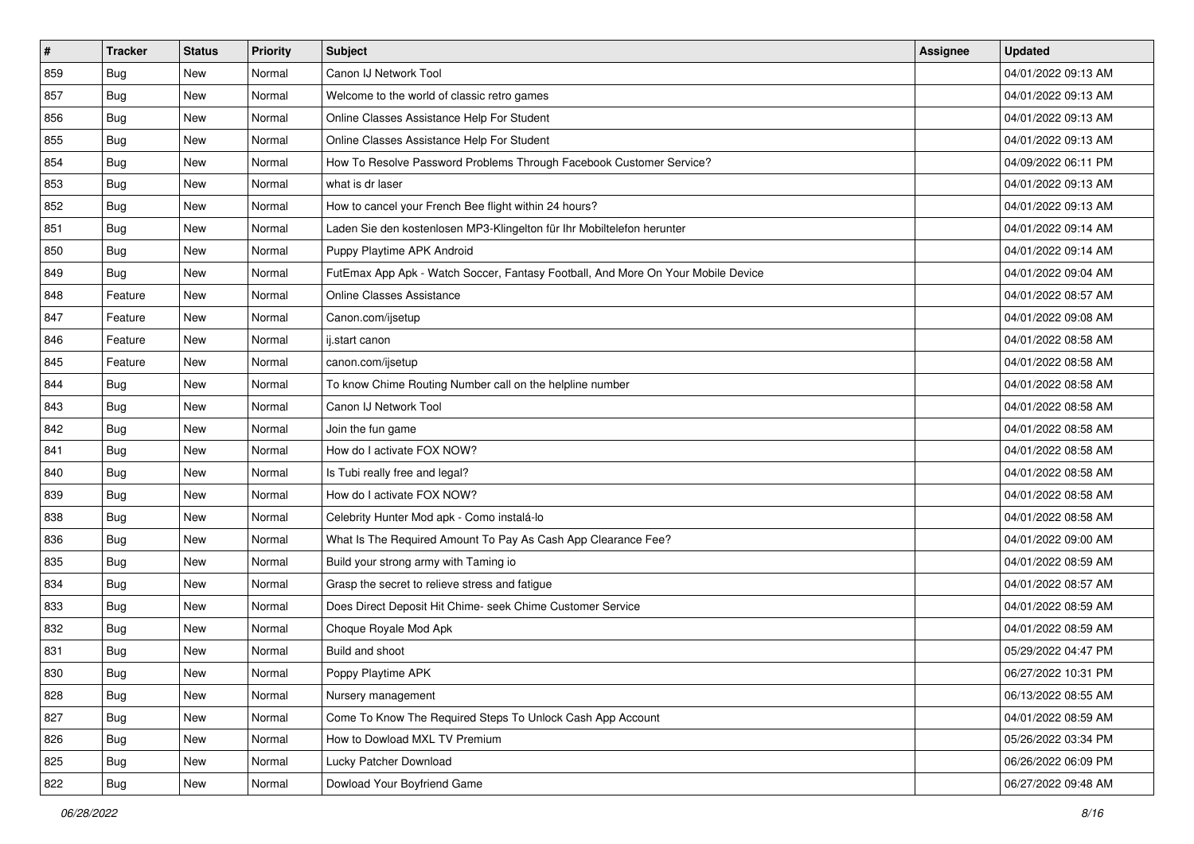| # | Tracker | Status | Priority | Subject | Assignee | Updated |
|---|---|---|---|---|---|---|
| 859 | Bug | New | Normal | Canon IJ Network Tool | | 04/01/2022 09:13 AM |
| 857 | Bug | New | Normal | Welcome to the world of classic retro games | | 04/01/2022 09:13 AM |
| 856 | Bug | New | Normal | Online Classes Assistance Help For Student | | 04/01/2022 09:13 AM |
| 855 | Bug | New | Normal | Online Classes Assistance Help For Student | | 04/01/2022 09:13 AM |
| 854 | Bug | New | Normal | How To Resolve Password Problems Through Facebook Customer Service? | | 04/09/2022 06:11 PM |
| 853 | Bug | New | Normal | what is dr laser | | 04/01/2022 09:13 AM |
| 852 | Bug | New | Normal | How to cancel your French Bee flight within 24 hours? | | 04/01/2022 09:13 AM |
| 851 | Bug | New | Normal | Laden Sie den kostenlosen MP3-Klingelton für Ihr Mobiltelefon herunter | | 04/01/2022 09:14 AM |
| 850 | Bug | New | Normal | Puppy Playtime APK Android | | 04/01/2022 09:14 AM |
| 849 | Bug | New | Normal | FutEmax App Apk - Watch Soccer, Fantasy Football, And More On Your Mobile Device | | 04/01/2022 09:04 AM |
| 848 | Feature | New | Normal | Online Classes Assistance | | 04/01/2022 08:57 AM |
| 847 | Feature | New | Normal | Canon.com/ijsetup | | 04/01/2022 09:08 AM |
| 846 | Feature | New | Normal | ij.start canon | | 04/01/2022 08:58 AM |
| 845 | Feature | New | Normal | canon.com/ijsetup | | 04/01/2022 08:58 AM |
| 844 | Bug | New | Normal | To know Chime Routing Number call on the helpline number | | 04/01/2022 08:58 AM |
| 843 | Bug | New | Normal | Canon IJ Network Tool | | 04/01/2022 08:58 AM |
| 842 | Bug | New | Normal | Join the fun game | | 04/01/2022 08:58 AM |
| 841 | Bug | New | Normal | How do I activate FOX NOW? | | 04/01/2022 08:58 AM |
| 840 | Bug | New | Normal | Is Tubi really free and legal? | | 04/01/2022 08:58 AM |
| 839 | Bug | New | Normal | How do I activate FOX NOW? | | 04/01/2022 08:58 AM |
| 838 | Bug | New | Normal | Celebrity Hunter Mod apk - Como instalá-lo | | 04/01/2022 08:58 AM |
| 836 | Bug | New | Normal | What Is The Required Amount To Pay As Cash App Clearance Fee? | | 04/01/2022 09:00 AM |
| 835 | Bug | New | Normal | Build your strong army with Taming io | | 04/01/2022 08:59 AM |
| 834 | Bug | New | Normal | Grasp the secret to relieve stress and fatigue | | 04/01/2022 08:57 AM |
| 833 | Bug | New | Normal | Does Direct Deposit Hit Chime- seek Chime Customer Service | | 04/01/2022 08:59 AM |
| 832 | Bug | New | Normal | Choque Royale Mod Apk | | 04/01/2022 08:59 AM |
| 831 | Bug | New | Normal | Build and shoot | | 05/29/2022 04:47 PM |
| 830 | Bug | New | Normal | Poppy Playtime APK | | 06/27/2022 10:31 PM |
| 828 | Bug | New | Normal | Nursery management | | 06/13/2022 08:55 AM |
| 827 | Bug | New | Normal | Come To Know The Required Steps To Unlock Cash App Account | | 04/01/2022 08:59 AM |
| 826 | Bug | New | Normal | How to Dowload MXL TV Premium | | 05/26/2022 03:34 PM |
| 825 | Bug | New | Normal | Lucky Patcher Download | | 06/26/2022 06:09 PM |
| 822 | Bug | New | Normal | Dowload Your Boyfriend Game | | 06/27/2022 09:48 AM |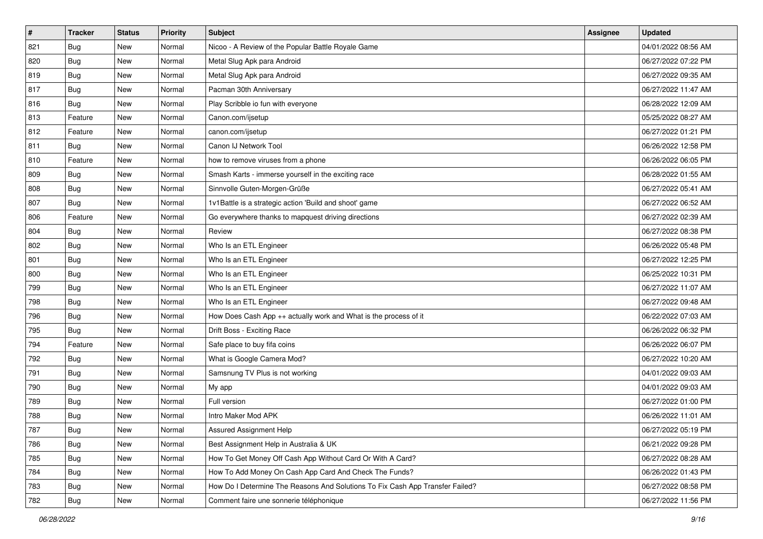| # | Tracker | Status | Priority | Subject | Assignee | Updated |
|---|---|---|---|---|---|---|
| 821 | Bug | New | Normal | Nicoo - A Review of the Popular Battle Royale Game | | 04/01/2022 08:56 AM |
| 820 | Bug | New | Normal | Metal Slug Apk para Android | | 06/27/2022 07:22 PM |
| 819 | Bug | New | Normal | Metal Slug Apk para Android | | 06/27/2022 09:35 AM |
| 817 | Bug | New | Normal | Pacman 30th Anniversary | | 06/27/2022 11:47 AM |
| 816 | Bug | New | Normal | Play Scribble io fun with everyone | | 06/28/2022 12:09 AM |
| 813 | Feature | New | Normal | Canon.com/ijsetup | | 05/25/2022 08:27 AM |
| 812 | Feature | New | Normal | canon.com/ijsetup | | 06/27/2022 01:21 PM |
| 811 | Bug | New | Normal | Canon IJ Network Tool | | 06/26/2022 12:58 PM |
| 810 | Feature | New | Normal | how to remove viruses from a phone | | 06/26/2022 06:05 PM |
| 809 | Bug | New | Normal | Smash Karts - immerse yourself in the exciting race | | 06/28/2022 01:55 AM |
| 808 | Bug | New | Normal | Sinnvolle Guten-Morgen-Grüße | | 06/27/2022 05:41 AM |
| 807 | Bug | New | Normal | 1v1Battle is a strategic action 'Build and shoot' game | | 06/27/2022 06:52 AM |
| 806 | Feature | New | Normal | Go everywhere thanks to mapquest driving directions | | 06/27/2022 02:39 AM |
| 804 | Bug | New | Normal | Review | | 06/27/2022 08:38 PM |
| 802 | Bug | New | Normal | Who Is an ETL Engineer | | 06/26/2022 05:48 PM |
| 801 | Bug | New | Normal | Who Is an ETL Engineer | | 06/27/2022 12:25 PM |
| 800 | Bug | New | Normal | Who Is an ETL Engineer | | 06/25/2022 10:31 PM |
| 799 | Bug | New | Normal | Who Is an ETL Engineer | | 06/27/2022 11:07 AM |
| 798 | Bug | New | Normal | Who Is an ETL Engineer | | 06/27/2022 09:48 AM |
| 796 | Bug | New | Normal | How Does Cash App ++ actually work and What is the process of it | | 06/22/2022 07:03 AM |
| 795 | Bug | New | Normal | Drift Boss - Exciting Race | | 06/26/2022 06:32 PM |
| 794 | Feature | New | Normal | Safe place to buy fifa coins | | 06/26/2022 06:07 PM |
| 792 | Bug | New | Normal | What is Google Camera Mod? | | 06/27/2022 10:20 AM |
| 791 | Bug | New | Normal | Samsnung TV Plus is not working | | 04/01/2022 09:03 AM |
| 790 | Bug | New | Normal | My app | | 04/01/2022 09:03 AM |
| 789 | Bug | New | Normal | Full version | | 06/27/2022 01:00 PM |
| 788 | Bug | New | Normal | Intro Maker Mod APK | | 06/26/2022 11:01 AM |
| 787 | Bug | New | Normal | Assured Assignment Help | | 06/27/2022 05:19 PM |
| 786 | Bug | New | Normal | Best Assignment Help in Australia & UK | | 06/21/2022 09:28 PM |
| 785 | Bug | New | Normal | How To Get Money Off Cash App Without Card Or With A Card? | | 06/27/2022 08:28 AM |
| 784 | Bug | New | Normal | How To Add Money On Cash App Card And Check The Funds? | | 06/26/2022 01:43 PM |
| 783 | Bug | New | Normal | How Do I Determine The Reasons And Solutions To Fix Cash App Transfer Failed? | | 06/27/2022 08:58 PM |
| 782 | Bug | New | Normal | Comment faire une sonnerie téléphonique | | 06/27/2022 11:56 PM |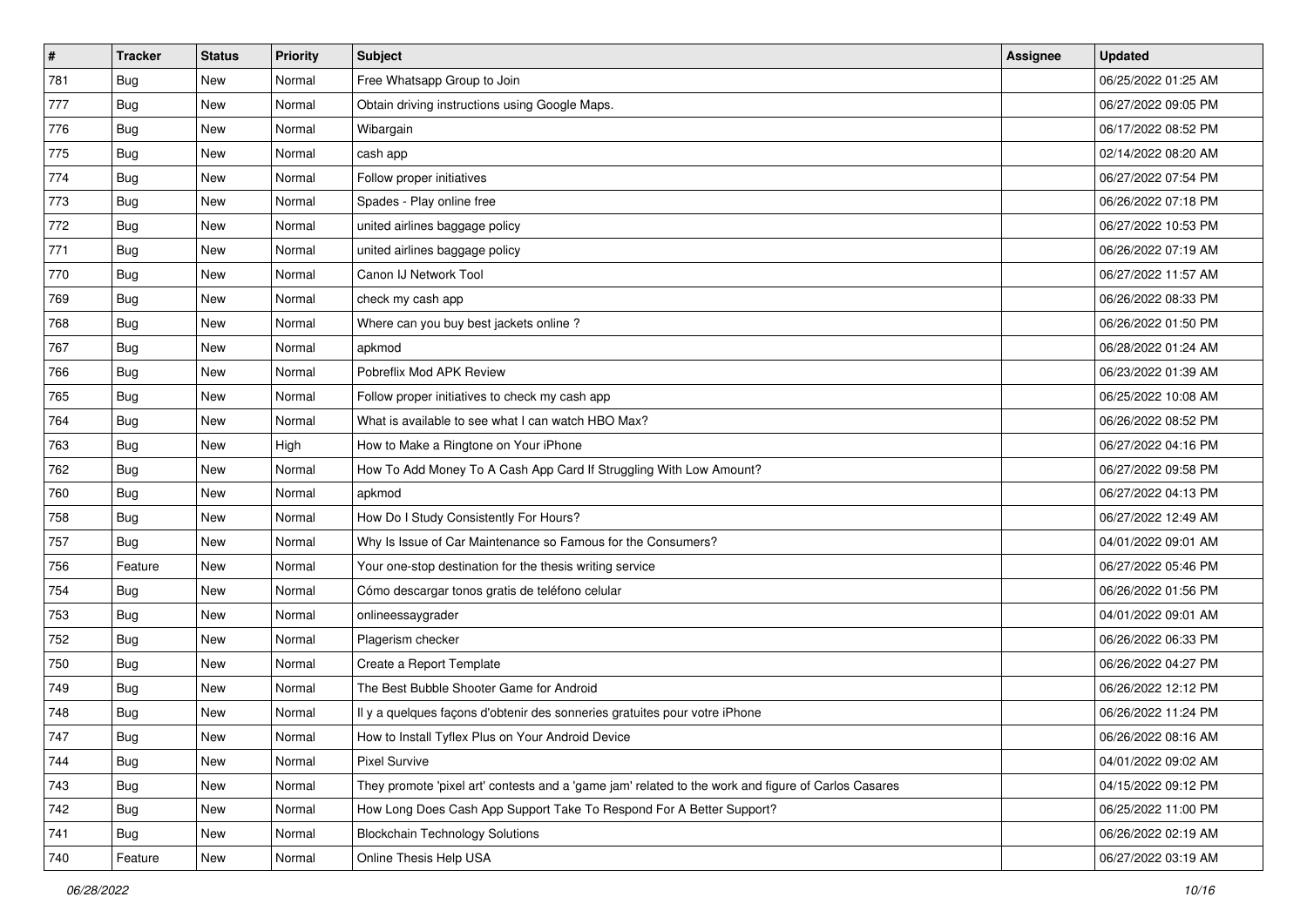| # | Tracker | Status | Priority | Subject | Assignee | Updated |
|---|---|---|---|---|---|---|
| 781 | Bug | New | Normal | Free Whatsapp Group to Join | | 06/25/2022 01:25 AM |
| 777 | Bug | New | Normal | Obtain driving instructions using Google Maps. | | 06/27/2022 09:05 PM |
| 776 | Bug | New | Normal | Wibargain | | 06/17/2022 08:52 PM |
| 775 | Bug | New | Normal | cash app | | 02/14/2022 08:20 AM |
| 774 | Bug | New | Normal | Follow proper initiatives | | 06/27/2022 07:54 PM |
| 773 | Bug | New | Normal | Spades - Play online free | | 06/26/2022 07:18 PM |
| 772 | Bug | New | Normal | united airlines baggage policy | | 06/27/2022 10:53 PM |
| 771 | Bug | New | Normal | united airlines baggage policy | | 06/26/2022 07:19 AM |
| 770 | Bug | New | Normal | Canon IJ Network Tool | | 06/27/2022 11:57 AM |
| 769 | Bug | New | Normal | check my cash app | | 06/26/2022 08:33 PM |
| 768 | Bug | New | Normal | Where can you buy best jackets online ? | | 06/26/2022 01:50 PM |
| 767 | Bug | New | Normal | apkmod | | 06/28/2022 01:24 AM |
| 766 | Bug | New | Normal | Pobreflix Mod APK Review | | 06/23/2022 01:39 AM |
| 765 | Bug | New | Normal | Follow proper initiatives to check my cash app | | 06/25/2022 10:08 AM |
| 764 | Bug | New | Normal | What is available to see what I can watch HBO Max? | | 06/26/2022 08:52 PM |
| 763 | Bug | New | High | How to Make a Ringtone on Your iPhone | | 06/27/2022 04:16 PM |
| 762 | Bug | New | Normal | How To Add Money To A Cash App Card If Struggling With Low Amount? | | 06/27/2022 09:58 PM |
| 760 | Bug | New | Normal | apkmod | | 06/27/2022 04:13 PM |
| 758 | Bug | New | Normal | How Do I Study Consistently For Hours? | | 06/27/2022 12:49 AM |
| 757 | Bug | New | Normal | Why Is Issue of Car Maintenance so Famous for the Consumers? | | 04/01/2022 09:01 AM |
| 756 | Feature | New | Normal | Your one-stop destination for the thesis writing service | | 06/27/2022 05:46 PM |
| 754 | Bug | New | Normal | Cómo descargar tonos gratis de teléfono celular | | 06/26/2022 01:56 PM |
| 753 | Bug | New | Normal | onlineessaygrader | | 04/01/2022 09:01 AM |
| 752 | Bug | New | Normal | Plagerism checker | | 06/26/2022 06:33 PM |
| 750 | Bug | New | Normal | Create a Report Template | | 06/26/2022 04:27 PM |
| 749 | Bug | New | Normal | The Best Bubble Shooter Game for Android | | 06/26/2022 12:12 PM |
| 748 | Bug | New | Normal | Il y a quelques façons d'obtenir des sonneries gratuites pour votre iPhone | | 06/26/2022 11:24 PM |
| 747 | Bug | New | Normal | How to Install Tyflex Plus on Your Android Device | | 06/26/2022 08:16 AM |
| 744 | Bug | New | Normal | Pixel Survive | | 04/01/2022 09:02 AM |
| 743 | Bug | New | Normal | They promote 'pixel art' contests and a 'game jam' related to the work and figure of Carlos Casares | | 04/15/2022 09:12 PM |
| 742 | Bug | New | Normal | How Long Does Cash App Support Take To Respond For A Better Support? | | 06/25/2022 11:00 PM |
| 741 | Bug | New | Normal | Blockchain Technology Solutions | | 06/26/2022 02:19 AM |
| 740 | Feature | New | Normal | Online Thesis Help USA | | 06/27/2022 03:19 AM |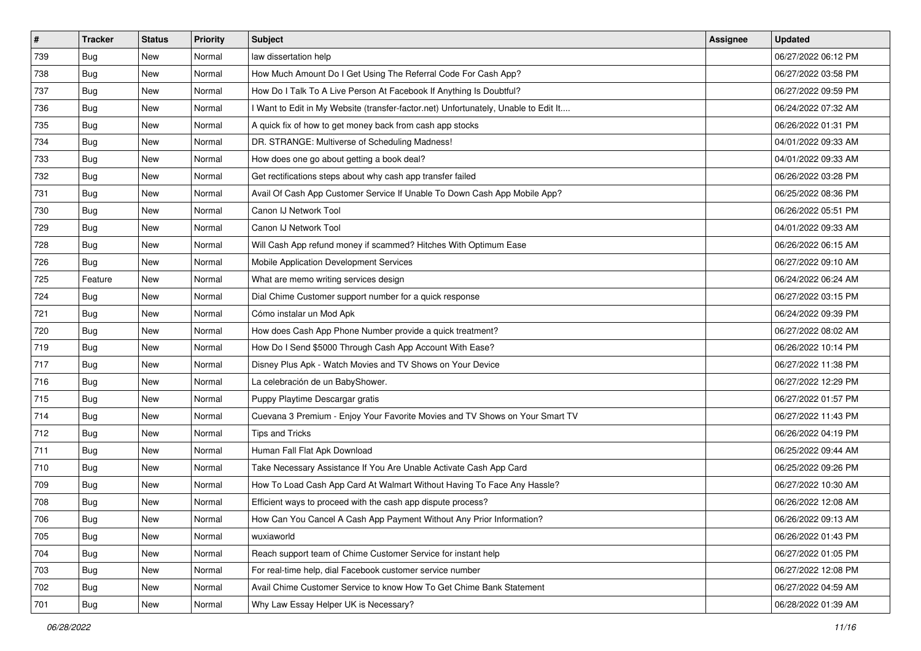| # | Tracker | Status | Priority | Subject | Assignee | Updated |
|---|---|---|---|---|---|---|
| 739 | Bug | New | Normal | law dissertation help | | 06/27/2022 06:12 PM |
| 738 | Bug | New | Normal | How Much Amount Do I Get Using The Referral Code For Cash App? | | 06/27/2022 03:58 PM |
| 737 | Bug | New | Normal | How Do I Talk To A Live Person At Facebook If Anything Is Doubtful? | | 06/27/2022 09:59 PM |
| 736 | Bug | New | Normal | I Want to Edit in My Website (transfer-factor.net) Unfortunately, Unable to Edit It.... | | 06/24/2022 07:32 AM |
| 735 | Bug | New | Normal | A quick fix of how to get money back from cash app stocks | | 06/26/2022 01:31 PM |
| 734 | Bug | New | Normal | DR. STRANGE: Multiverse of Scheduling Madness! | | 04/01/2022 09:33 AM |
| 733 | Bug | New | Normal | How does one go about getting a book deal? | | 04/01/2022 09:33 AM |
| 732 | Bug | New | Normal | Get rectifications steps about why cash app transfer failed | | 06/26/2022 03:28 PM |
| 731 | Bug | New | Normal | Avail Of Cash App Customer Service If Unable To Down Cash App Mobile App? | | 06/25/2022 08:36 PM |
| 730 | Bug | New | Normal | Canon IJ Network Tool | | 06/26/2022 05:51 PM |
| 729 | Bug | New | Normal | Canon IJ Network Tool | | 04/01/2022 09:33 AM |
| 728 | Bug | New | Normal | Will Cash App refund money if scammed? Hitches With Optimum Ease | | 06/26/2022 06:15 AM |
| 726 | Bug | New | Normal | Mobile Application Development Services | | 06/27/2022 09:10 AM |
| 725 | Feature | New | Normal | What are memo writing services design | | 06/24/2022 06:24 AM |
| 724 | Bug | New | Normal | Dial Chime Customer support number for a quick response | | 06/27/2022 03:15 PM |
| 721 | Bug | New | Normal | Cómo instalar un Mod Apk | | 06/24/2022 09:39 PM |
| 720 | Bug | New | Normal | How does Cash App Phone Number provide a quick treatment? | | 06/27/2022 08:02 AM |
| 719 | Bug | New | Normal | How Do I Send $5000 Through Cash App Account With Ease? | | 06/26/2022 10:14 PM |
| 717 | Bug | New | Normal | Disney Plus Apk - Watch Movies and TV Shows on Your Device | | 06/27/2022 11:38 PM |
| 716 | Bug | New | Normal | La celebración de un BabyShower. | | 06/27/2022 12:29 PM |
| 715 | Bug | New | Normal | Puppy Playtime Descargar gratis | | 06/27/2022 01:57 PM |
| 714 | Bug | New | Normal | Cuevana 3 Premium - Enjoy Your Favorite Movies and TV Shows on Your Smart TV | | 06/27/2022 11:43 PM |
| 712 | Bug | New | Normal | Tips and Tricks | | 06/26/2022 04:19 PM |
| 711 | Bug | New | Normal | Human Fall Flat Apk Download | | 06/25/2022 09:44 AM |
| 710 | Bug | New | Normal | Take Necessary Assistance If You Are Unable Activate Cash App Card | | 06/25/2022 09:26 PM |
| 709 | Bug | New | Normal | How To Load Cash App Card At Walmart Without Having To Face Any Hassle? | | 06/27/2022 10:30 AM |
| 708 | Bug | New | Normal | Efficient ways to proceed with the cash app dispute process? | | 06/26/2022 12:08 AM |
| 706 | Bug | New | Normal | How Can You Cancel A Cash App Payment Without Any Prior Information? | | 06/26/2022 09:13 AM |
| 705 | Bug | New | Normal | wuxiaworld | | 06/26/2022 01:43 PM |
| 704 | Bug | New | Normal | Reach support team of Chime Customer Service for instant help | | 06/27/2022 01:05 PM |
| 703 | Bug | New | Normal | For real-time help, dial Facebook customer service number | | 06/27/2022 12:08 PM |
| 702 | Bug | New | Normal | Avail Chime Customer Service to know How To Get Chime Bank Statement | | 06/27/2022 04:59 AM |
| 701 | Bug | New | Normal | Why Law Essay Helper UK is Necessary? | | 06/28/2022 01:39 AM |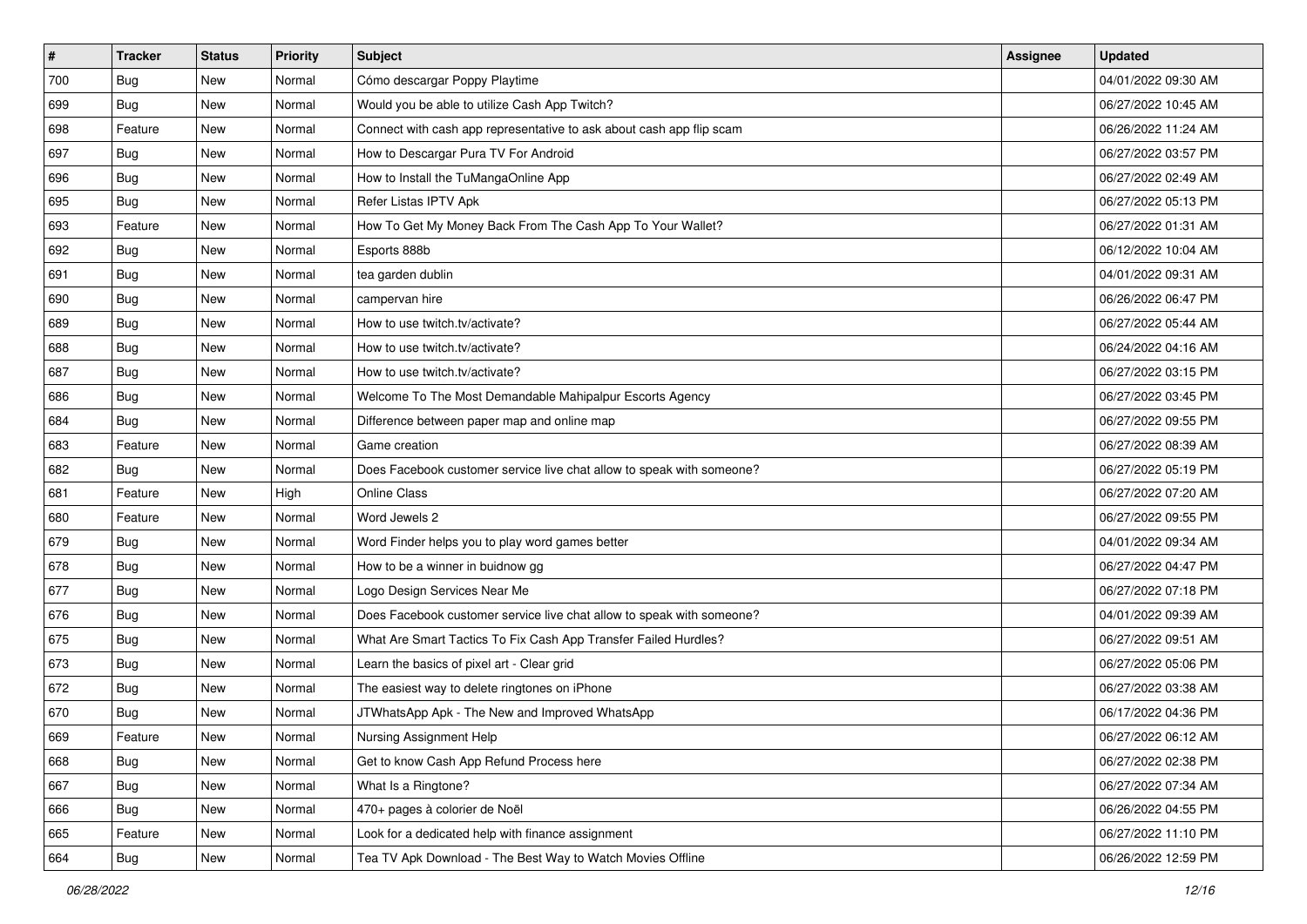| # | Tracker | Status | Priority | Subject | Assignee | Updated |
|---|---|---|---|---|---|---|
| 700 | Bug | New | Normal | Cómo descargar Poppy Playtime | | 04/01/2022 09:30 AM |
| 699 | Bug | New | Normal | Would you be able to utilize Cash App Twitch? | | 06/27/2022 10:45 AM |
| 698 | Feature | New | Normal | Connect with cash app representative to ask about cash app flip scam | | 06/26/2022 11:24 AM |
| 697 | Bug | New | Normal | How to Descargar Pura TV For Android | | 06/27/2022 03:57 PM |
| 696 | Bug | New | Normal | How to Install the TuMangaOnline App | | 06/27/2022 02:49 AM |
| 695 | Bug | New | Normal | Refer Listas IPTV Apk | | 06/27/2022 05:13 PM |
| 693 | Feature | New | Normal | How To Get My Money Back From The Cash App To Your Wallet? | | 06/27/2022 01:31 AM |
| 692 | Bug | New | Normal | Esports 888b | | 06/12/2022 10:04 AM |
| 691 | Bug | New | Normal | tea garden dublin | | 04/01/2022 09:31 AM |
| 690 | Bug | New | Normal | campervan hire | | 06/26/2022 06:47 PM |
| 689 | Bug | New | Normal | How to use twitch.tv/activate? | | 06/27/2022 05:44 AM |
| 688 | Bug | New | Normal | How to use twitch.tv/activate? | | 06/24/2022 04:16 AM |
| 687 | Bug | New | Normal | How to use twitch.tv/activate? | | 06/27/2022 03:15 PM |
| 686 | Bug | New | Normal | Welcome To The Most Demandable Mahipalpur Escorts Agency | | 06/27/2022 03:45 PM |
| 684 | Bug | New | Normal | Difference between paper map and online map | | 06/27/2022 09:55 PM |
| 683 | Feature | New | Normal | Game creation | | 06/27/2022 08:39 AM |
| 682 | Bug | New | Normal | Does Facebook customer service live chat allow to speak with someone? | | 06/27/2022 05:19 PM |
| 681 | Feature | New | High | Online Class | | 06/27/2022 07:20 AM |
| 680 | Feature | New | Normal | Word Jewels 2 | | 06/27/2022 09:55 PM |
| 679 | Bug | New | Normal | Word Finder helps you to play word games better | | 04/01/2022 09:34 AM |
| 678 | Bug | New | Normal | How to be a winner in buidnow gg | | 06/27/2022 04:47 PM |
| 677 | Bug | New | Normal | Logo Design Services Near Me | | 06/27/2022 07:18 PM |
| 676 | Bug | New | Normal | Does Facebook customer service live chat allow to speak with someone? | | 04/01/2022 09:39 AM |
| 675 | Bug | New | Normal | What Are Smart Tactics To Fix Cash App Transfer Failed Hurdles? | | 06/27/2022 09:51 AM |
| 673 | Bug | New | Normal | Learn the basics of pixel art - Clear grid | | 06/27/2022 05:06 PM |
| 672 | Bug | New | Normal | The easiest way to delete ringtones on iPhone | | 06/27/2022 03:38 AM |
| 670 | Bug | New | Normal | JTWhatsApp Apk - The New and Improved WhatsApp | | 06/17/2022 04:36 PM |
| 669 | Feature | New | Normal | Nursing Assignment Help | | 06/27/2022 06:12 AM |
| 668 | Bug | New | Normal | Get to know Cash App Refund Process here | | 06/27/2022 02:38 PM |
| 667 | Bug | New | Normal | What Is a Ringtone? | | 06/27/2022 07:34 AM |
| 666 | Bug | New | Normal | 470+ pages à colorier de Noël | | 06/26/2022 04:55 PM |
| 665 | Feature | New | Normal | Look for a dedicated help with finance assignment | | 06/27/2022 11:10 PM |
| 664 | Bug | New | Normal | Tea TV Apk Download - The Best Way to Watch Movies Offline | | 06/26/2022 12:59 PM |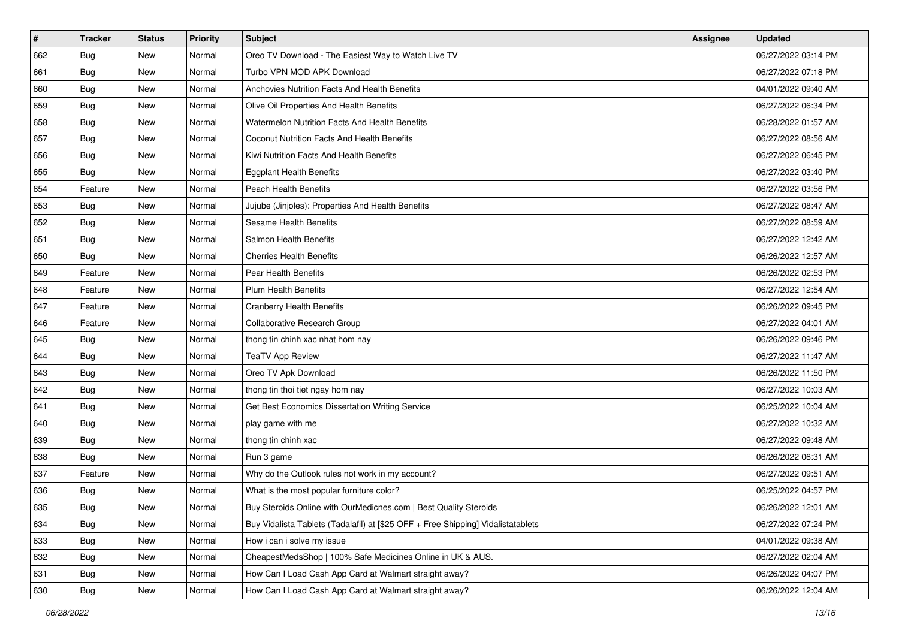| # | Tracker | Status | Priority | Subject | Assignee | Updated |
|---|---|---|---|---|---|---|
| 662 | Bug | New | Normal | Oreo TV Download - The Easiest Way to Watch Live TV | | 06/27/2022 03:14 PM |
| 661 | Bug | New | Normal | Turbo VPN MOD APK Download | | 06/27/2022 07:18 PM |
| 660 | Bug | New | Normal | Anchovies Nutrition Facts And Health Benefits | | 04/01/2022 09:40 AM |
| 659 | Bug | New | Normal | Olive Oil Properties And Health Benefits | | 06/27/2022 06:34 PM |
| 658 | Bug | New | Normal | Watermelon Nutrition Facts And Health Benefits | | 06/28/2022 01:57 AM |
| 657 | Bug | New | Normal | Coconut Nutrition Facts And Health Benefits | | 06/27/2022 08:56 AM |
| 656 | Bug | New | Normal | Kiwi Nutrition Facts And Health Benefits | | 06/27/2022 06:45 PM |
| 655 | Bug | New | Normal | Eggplant Health Benefits | | 06/27/2022 03:40 PM |
| 654 | Feature | New | Normal | Peach Health Benefits | | 06/27/2022 03:56 PM |
| 653 | Bug | New | Normal | Jujube (Jinjoles): Properties And Health Benefits | | 06/27/2022 08:47 AM |
| 652 | Bug | New | Normal | Sesame Health Benefits | | 06/27/2022 08:59 AM |
| 651 | Bug | New | Normal | Salmon Health Benefits | | 06/27/2022 12:42 AM |
| 650 | Bug | New | Normal | Cherries Health Benefits | | 06/26/2022 12:57 AM |
| 649 | Feature | New | Normal | Pear Health Benefits | | 06/26/2022 02:53 PM |
| 648 | Feature | New | Normal | Plum Health Benefits | | 06/27/2022 12:54 AM |
| 647 | Feature | New | Normal | Cranberry Health Benefits | | 06/26/2022 09:45 PM |
| 646 | Feature | New | Normal | Collaborative Research Group | | 06/27/2022 04:01 AM |
| 645 | Bug | New | Normal | thong tin chinh xac nhat hom nay | | 06/26/2022 09:46 PM |
| 644 | Bug | New | Normal | TeaTV App Review | | 06/27/2022 11:47 AM |
| 643 | Bug | New | Normal | Oreo TV Apk Download | | 06/26/2022 11:50 PM |
| 642 | Bug | New | Normal | thong tin thoi tiet ngay hom nay | | 06/27/2022 10:03 AM |
| 641 | Bug | New | Normal | Get Best Economics Dissertation Writing Service | | 06/25/2022 10:04 AM |
| 640 | Bug | New | Normal | play game with me | | 06/27/2022 10:32 AM |
| 639 | Bug | New | Normal | thong tin chinh xac | | 06/27/2022 09:48 AM |
| 638 | Bug | New | Normal | Run 3 game | | 06/26/2022 06:31 AM |
| 637 | Feature | New | Normal | Why do the Outlook rules not work in my account? | | 06/27/2022 09:51 AM |
| 636 | Bug | New | Normal | What is the most popular furniture color? | | 06/25/2022 04:57 PM |
| 635 | Bug | New | Normal | Buy Steroids Online with OurMedicnes.com \| Best Quality Steroids | | 06/26/2022 12:01 AM |
| 634 | Bug | New | Normal | Buy Vidalista Tablets (Tadalafil) at [$25 OFF + Free Shipping] Vidalistatablets | | 06/27/2022 07:24 PM |
| 633 | Bug | New | Normal | How i can i solve my issue | | 04/01/2022 09:38 AM |
| 632 | Bug | New | Normal | CheapestMedsShop \| 100% Safe Medicines Online in UK & AUS. | | 06/27/2022 02:04 AM |
| 631 | Bug | New | Normal | How Can I Load Cash App Card at Walmart straight away? | | 06/26/2022 04:07 PM |
| 630 | Bug | New | Normal | How Can I Load Cash App Card at Walmart straight away? | | 06/26/2022 12:04 AM |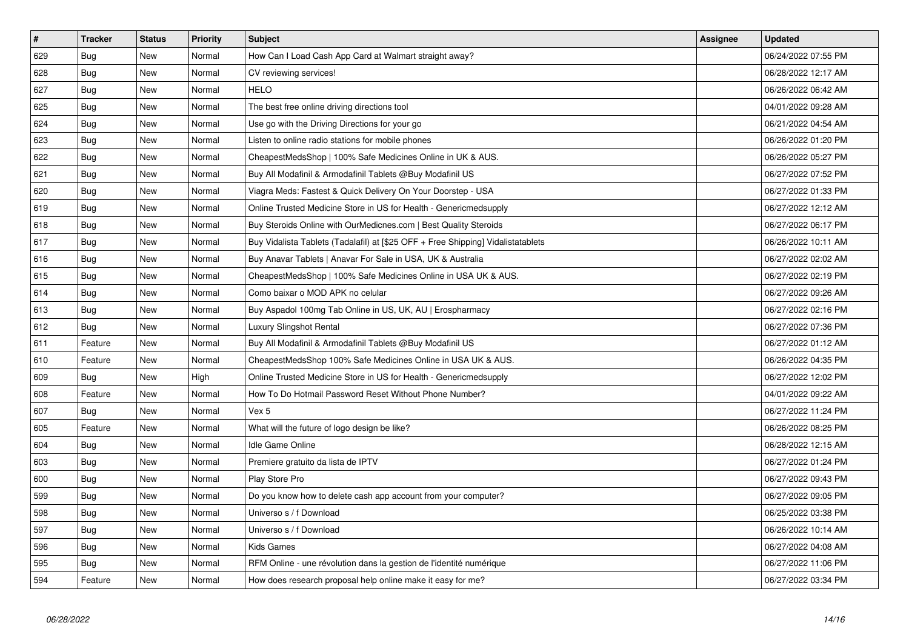| # | Tracker | Status | Priority | Subject | Assignee | Updated |
|---|---|---|---|---|---|---|
| 629 | Bug | New | Normal | How Can I Load Cash App Card at Walmart straight away? | | 06/24/2022 07:55 PM |
| 628 | Bug | New | Normal | CV reviewing services! | | 06/28/2022 12:17 AM |
| 627 | Bug | New | Normal | HELO | | 06/26/2022 06:42 AM |
| 625 | Bug | New | Normal | The best free online driving directions tool | | 04/01/2022 09:28 AM |
| 624 | Bug | New | Normal | Use go with the Driving Directions for your go | | 06/21/2022 04:54 AM |
| 623 | Bug | New | Normal | Listen to online radio stations for mobile phones | | 06/26/2022 01:20 PM |
| 622 | Bug | New | Normal | CheapestMedsShop \| 100% Safe Medicines Online in UK & AUS. | | 06/26/2022 05:27 PM |
| 621 | Bug | New | Normal | Buy All Modafinil & Armodafinil Tablets @Buy Modafinil US | | 06/27/2022 07:52 PM |
| 620 | Bug | New | Normal | Viagra Meds: Fastest & Quick Delivery On Your Doorstep - USA | | 06/27/2022 01:33 PM |
| 619 | Bug | New | Normal | Online Trusted Medicine Store in US for Health - Genericmedsupply | | 06/27/2022 12:12 AM |
| 618 | Bug | New | Normal | Buy Steroids Online with OurMedicnes.com \| Best Quality Steroids | | 06/27/2022 06:17 PM |
| 617 | Bug | New | Normal | Buy Vidalista Tablets (Tadalafil) at [$25 OFF + Free Shipping] Vidalistatablets | | 06/26/2022 10:11 AM |
| 616 | Bug | New | Normal | Buy Anavar Tablets \| Anavar For Sale in USA, UK & Australia | | 06/27/2022 02:02 AM |
| 615 | Bug | New | Normal | CheapestMedsShop \| 100% Safe Medicines Online in USA UK & AUS. | | 06/27/2022 02:19 PM |
| 614 | Bug | New | Normal | Como baixar o MOD APK no celular | | 06/27/2022 09:26 AM |
| 613 | Bug | New | Normal | Buy Aspadol 100mg Tab Online in US, UK, AU \| Erospharmacy | | 06/27/2022 02:16 PM |
| 612 | Bug | New | Normal | Luxury Slingshot Rental | | 06/27/2022 07:36 PM |
| 611 | Feature | New | Normal | Buy All Modafinil & Armodafinil Tablets @Buy Modafinil US | | 06/27/2022 01:12 AM |
| 610 | Feature | New | Normal | CheapestMedsShop 100% Safe Medicines Online in USA UK & AUS. | | 06/26/2022 04:35 PM |
| 609 | Bug | New | High | Online Trusted Medicine Store in US for Health - Genericmedsupply | | 06/27/2022 12:02 PM |
| 608 | Feature | New | Normal | How To Do Hotmail Password Reset Without Phone Number? | | 04/01/2022 09:22 AM |
| 607 | Bug | New | Normal | Vex 5 | | 06/27/2022 11:24 PM |
| 605 | Feature | New | Normal | What will the future of logo design be like? | | 06/26/2022 08:25 PM |
| 604 | Bug | New | Normal | Idle Game Online | | 06/28/2022 12:15 AM |
| 603 | Bug | New | Normal | Premiere gratuito da lista de IPTV | | 06/27/2022 01:24 PM |
| 600 | Bug | New | Normal | Play Store Pro | | 06/27/2022 09:43 PM |
| 599 | Bug | New | Normal | Do you know how to delete cash app account from your computer? | | 06/27/2022 09:05 PM |
| 598 | Bug | New | Normal | Universo s / f Download | | 06/25/2022 03:38 PM |
| 597 | Bug | New | Normal | Universo s / f Download | | 06/26/2022 10:14 AM |
| 596 | Bug | New | Normal | Kids Games | | 06/27/2022 04:08 AM |
| 595 | Bug | New | Normal | RFM Online - une révolution dans la gestion de l'identité numérique | | 06/27/2022 11:06 PM |
| 594 | Feature | New | Normal | How does research proposal help online make it easy for me? | | 06/27/2022 03:34 PM |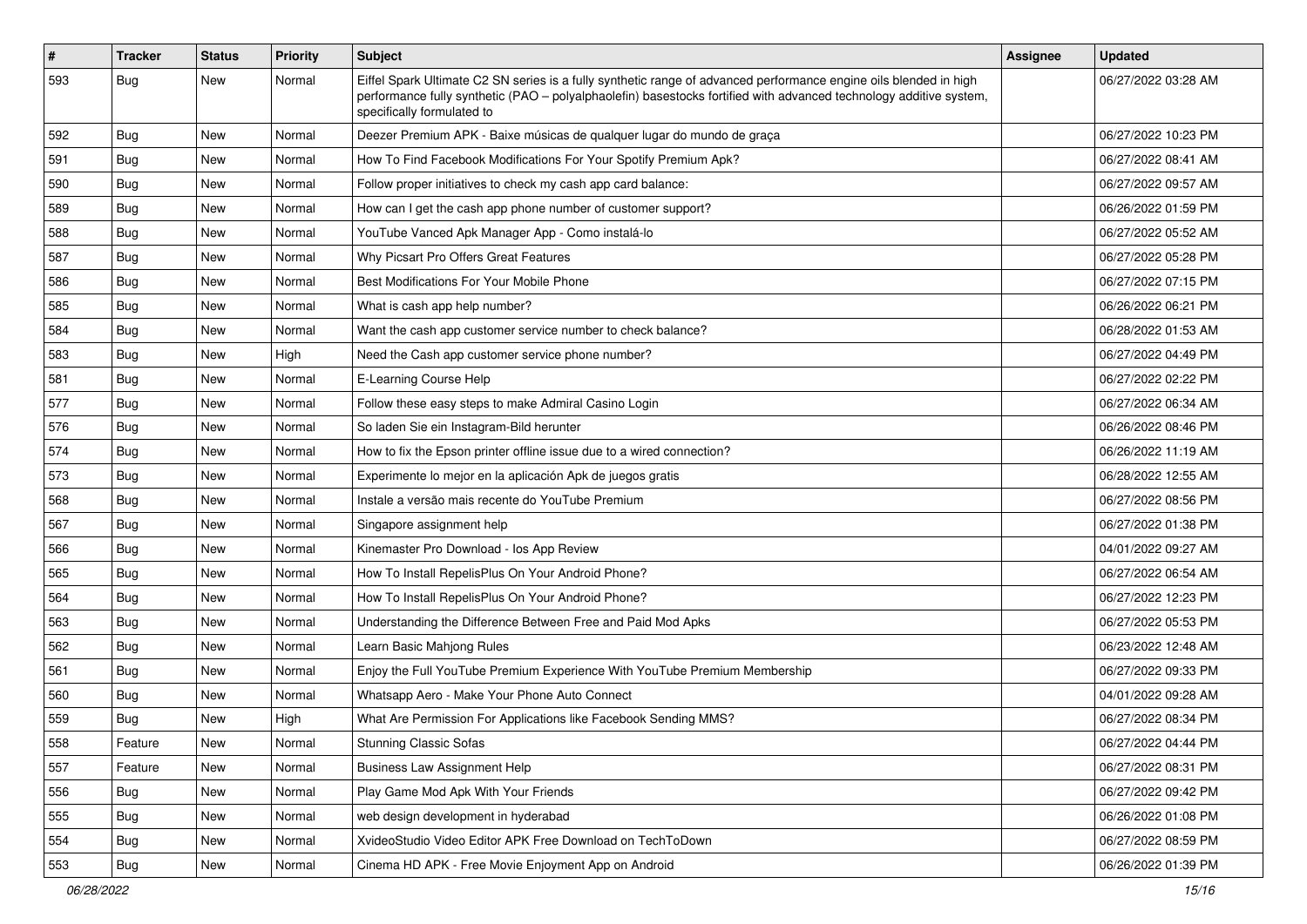| # | Tracker | Status | Priority | Subject | Assignee | Updated |
|---|---|---|---|---|---|---|
| 593 | Bug | New | Normal | Eiffel Spark Ultimate C2 SN series is a fully synthetic range of advanced performance engine oils blended in high performance fully synthetic (PAO – polyalphaolefin) basestocks fortified with advanced technology additive system, specifically formulated to | | 06/27/2022 03:28 AM |
| 592 | Bug | New | Normal | Deezer Premium APK - Baixe músicas de qualquer lugar do mundo de graça | | 06/27/2022 10:23 PM |
| 591 | Bug | New | Normal | How To Find Facebook Modifications For Your Spotify Premium Apk? | | 06/27/2022 08:41 AM |
| 590 | Bug | New | Normal | Follow proper initiatives to check my cash app card balance: | | 06/27/2022 09:57 AM |
| 589 | Bug | New | Normal | How can I get the cash app phone number of customer support? | | 06/26/2022 01:59 PM |
| 588 | Bug | New | Normal | YouTube Vanced Apk Manager App - Como instalá-lo | | 06/27/2022 05:52 AM |
| 587 | Bug | New | Normal | Why Picsart Pro Offers Great Features | | 06/27/2022 05:28 PM |
| 586 | Bug | New | Normal | Best Modifications For Your Mobile Phone | | 06/27/2022 07:15 PM |
| 585 | Bug | New | Normal | What is cash app help number? | | 06/26/2022 06:21 PM |
| 584 | Bug | New | Normal | Want the cash app customer service number to check balance? | | 06/28/2022 01:53 AM |
| 583 | Bug | New | High | Need the Cash app customer service phone number? | | 06/27/2022 04:49 PM |
| 581 | Bug | New | Normal | E-Learning Course Help | | 06/27/2022 02:22 PM |
| 577 | Bug | New | Normal | Follow these easy steps to make Admiral Casino Login | | 06/27/2022 06:34 AM |
| 576 | Bug | New | Normal | So laden Sie ein Instagram-Bild herunter | | 06/26/2022 08:46 PM |
| 574 | Bug | New | Normal | How to fix the Epson printer offline issue due to a wired connection? | | 06/26/2022 11:19 AM |
| 573 | Bug | New | Normal | Experimente lo mejor en la aplicación Apk de juegos gratis | | 06/28/2022 12:55 AM |
| 568 | Bug | New | Normal | Instale a versão mais recente do YouTube Premium | | 06/27/2022 08:56 PM |
| 567 | Bug | New | Normal | Singapore assignment help | | 06/27/2022 01:38 PM |
| 566 | Bug | New | Normal | Kinemaster Pro Download - Ios App Review | | 04/01/2022 09:27 AM |
| 565 | Bug | New | Normal | How To Install RepelisPlus On Your Android Phone? | | 06/27/2022 06:54 AM |
| 564 | Bug | New | Normal | How To Install RepelisPlus On Your Android Phone? | | 06/27/2022 12:23 PM |
| 563 | Bug | New | Normal | Understanding the Difference Between Free and Paid Mod Apks | | 06/27/2022 05:53 PM |
| 562 | Bug | New | Normal | Learn Basic Mahjong Rules | | 06/23/2022 12:48 AM |
| 561 | Bug | New | Normal | Enjoy the Full YouTube Premium Experience With YouTube Premium Membership | | 06/27/2022 09:33 PM |
| 560 | Bug | New | Normal | Whatsapp Aero - Make Your Phone Auto Connect | | 04/01/2022 09:28 AM |
| 559 | Bug | New | High | What Are Permission For Applications like Facebook Sending MMS? | | 06/27/2022 08:34 PM |
| 558 | Feature | New | Normal | Stunning Classic Sofas | | 06/27/2022 04:44 PM |
| 557 | Feature | New | Normal | Business Law Assignment Help | | 06/27/2022 08:31 PM |
| 556 | Bug | New | Normal | Play Game Mod Apk With Your Friends | | 06/27/2022 09:42 PM |
| 555 | Bug | New | Normal | web design development in hyderabad | | 06/26/2022 01:08 PM |
| 554 | Bug | New | Normal | XvideoStudio Video Editor APK Free Download on TechToDown | | 06/27/2022 08:59 PM |
| 553 | Bug | New | Normal | Cinema HD APK - Free Movie Enjoyment App on Android | | 06/26/2022 01:39 PM |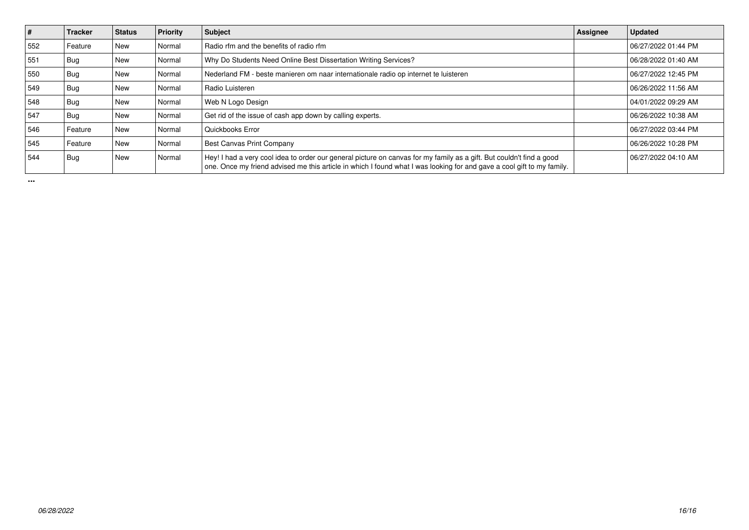| # | Tracker | Status | Priority | Subject | Assignee | Updated |
|---|---|---|---|---|---|---|
| 552 | Feature | New | Normal | Radio rfm and the benefits of radio rfm | | 06/27/2022 01:44 PM |
| 551 | Bug | New | Normal | Why Do Students Need Online Best Dissertation Writing Services? | | 06/28/2022 01:40 AM |
| 550 | Bug | New | Normal | Nederland FM - beste manieren om naar internationale radio op internet te luisteren | | 06/27/2022 12:45 PM |
| 549 | Bug | New | Normal | Radio Luisteren | | 06/26/2022 11:56 AM |
| 548 | Bug | New | Normal | Web N Logo Design | | 04/01/2022 09:29 AM |
| 547 | Bug | New | Normal | Get rid of the issue of cash app down by calling experts. | | 06/26/2022 10:38 AM |
| 546 | Feature | New | Normal | Quickbooks Error | | 06/27/2022 03:44 PM |
| 545 | Feature | New | Normal | Best Canvas Print Company | | 06/26/2022 10:28 PM |
| 544 | Bug | New | Normal | Hey! I had a very cool idea to order our general picture on canvas for my family as a gift. But couldn't find a good one. Once my friend advised me this article in which I found what I was looking for and gave a cool gift to my family. | | 06/27/2022 04:10 AM |

...